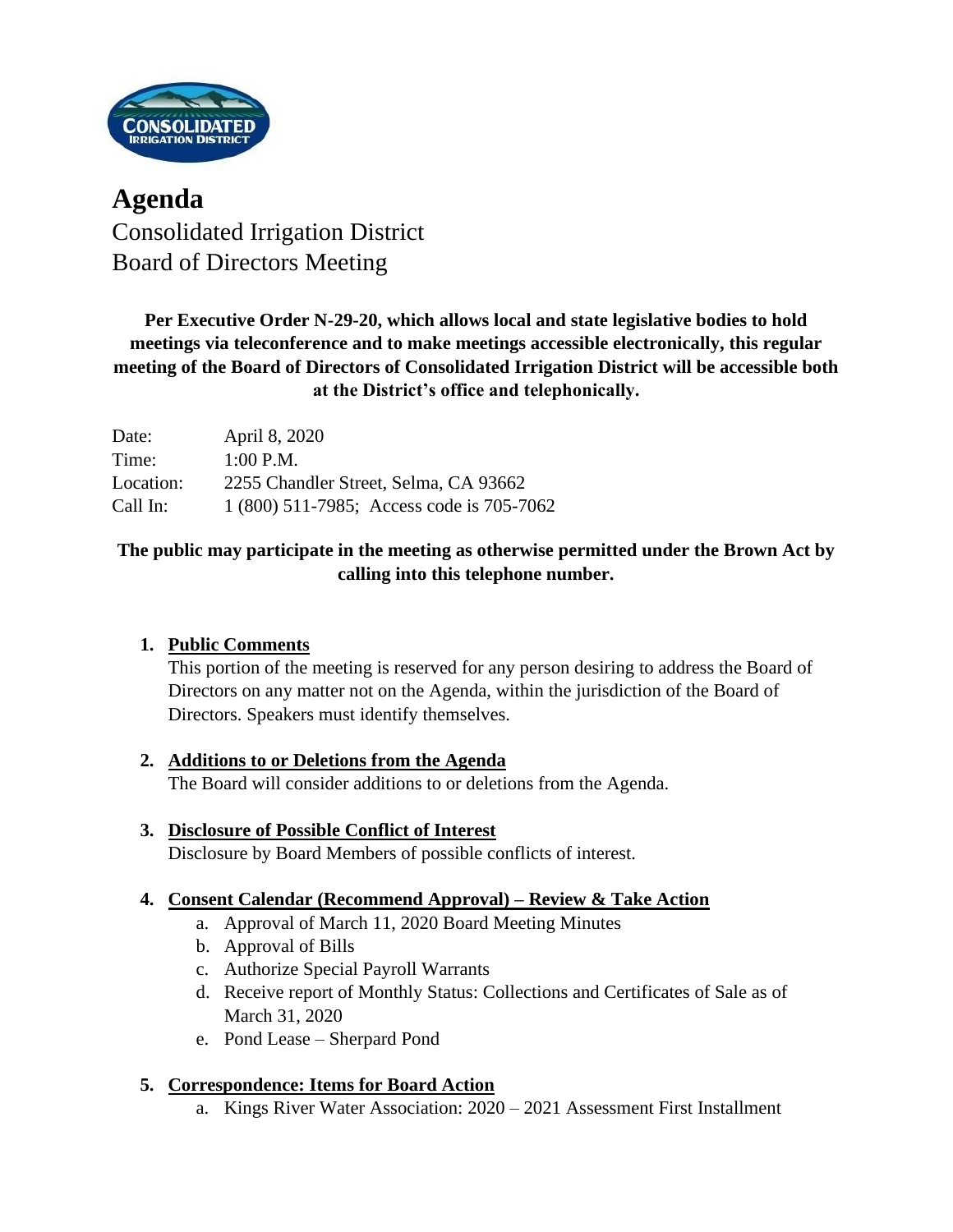# Agenda

Consolidated Irrigation District
Board of Directors Meeting

**Per Executive Order N-29-20, which allows local and state legislative bodies to hold meetings via teleconference and to make meetings accessible electronically, this regular meeting of the Board of Directors of Consolidated Irrigation District will be accessible both at the District's office and telephonically.**

| | |
|---|---|
| Date: | April 8, 2020 |
| Time: | 1:00 P.M. |
| Location: | 2255 Chandler Street, Selma, CA 93662 |
| Call In: | 1 (800) 511-7985; Access code is 705-7062 |

**The public may participate in the meeting as otherwise permitted under the Brown Act by calling into this telephone number.**

1. **Public Comments**
   This portion of the meeting is reserved for any person desiring to address the Board of Directors on any matter not on the Agenda, within the jurisdiction of the Board of Directors. Speakers must identify themselves.

2. **Additions to or Deletions from the Agenda**
   The Board will consider additions to or deletions from the Agenda.

3. **Disclosure of Possible Conflict of Interest**
   Disclosure by Board Members of possible conflicts of interest.

4. **Consent Calendar (Recommend Approval) – Review & Take Action**
   a. Approval of March 11, 2020 Board Meeting Minutes
   b. Approval of Bills
   c. Authorize Special Payroll Warrants
   d. Receive report of Monthly Status: Collections and Certificates of Sale as of March 31, 2020
   e. Pond Lease – Sherpard Pond

5. **Correspondence: Items for Board Action**
   a. Kings River Water Association: 2020 – 2021 Assessment First Installment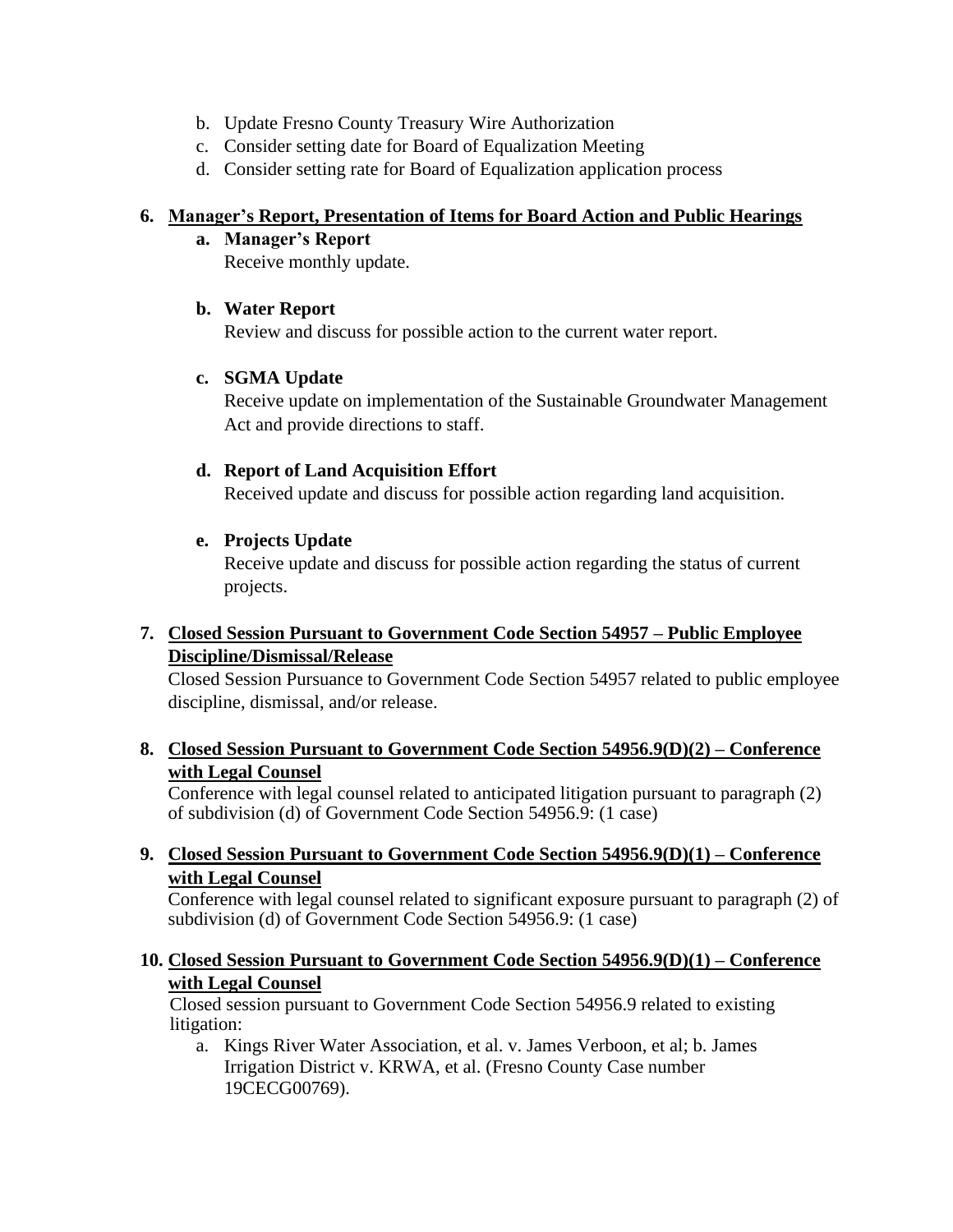b. Update Fresno County Treasury Wire Authorization
c. Consider setting date for Board of Equalization Meeting
d. Consider setting rate for Board of Equalization application process

**6. Manager's Report, Presentation of Items for Board Action and Public Hearings**

**a. Manager's Report**
Receive monthly update.

**b. Water Report**
Review and discuss for possible action to the current water report.

**c. SGMA Update**
Receive update on implementation of the Sustainable Groundwater Management Act and provide directions to staff.

**d. Report of Land Acquisition Effort**
Received update and discuss for possible action regarding land acquisition.

**e. Projects Update**
Receive update and discuss for possible action regarding the status of current projects.

**7. Closed Session Pursuant to Government Code Section 54957 – Public Employee Discipline/Dismissal/Release**

Closed Session Pursuance to Government Code Section 54957 related to public employee discipline, dismissal, and/or release.

**8. Closed Session Pursuant to Government Code Section 54956.9(D)(2) – Conference with Legal Counsel**

Conference with legal counsel related to anticipated litigation pursuant to paragraph (2) of subdivision (d) of Government Code Section 54956.9: (1 case)

**9. Closed Session Pursuant to Government Code Section 54956.9(D)(1) – Conference with Legal Counsel**

Conference with legal counsel related to significant exposure pursuant to paragraph (2) of subdivision (d) of Government Code Section 54956.9: (1 case)

**10. Closed Session Pursuant to Government Code Section 54956.9(D)(1) – Conference with Legal Counsel**

Closed session pursuant to Government Code Section 54956.9 related to existing litigation:

a. Kings River Water Association, et al. v. James Verboon, et al; b. James Irrigation District v. KRWA, et al. (Fresno County Case number 19CECG00769).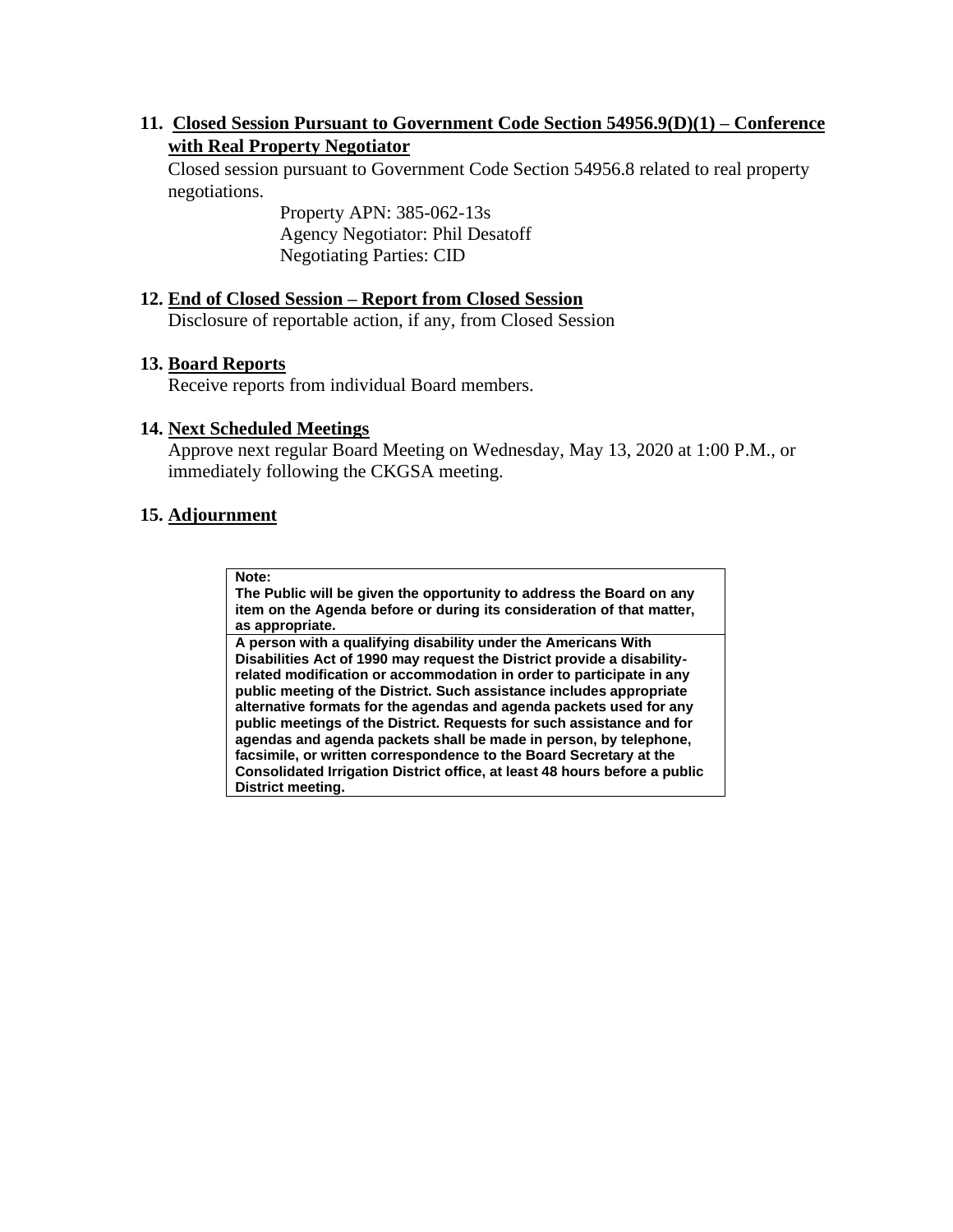**11. Closed Session Pursuant to Government Code Section 54956.9(D)(1) – Conference with Real Property Negotiator**

Closed session pursuant to Government Code Section 54956.8 related to real property negotiations.

Property APN: 385-062-13s
Agency Negotiator: Phil Desatoff
Negotiating Parties: CID

**12. End of Closed Session – Report from Closed Session**

Disclosure of reportable action, if any, from Closed Session

**13. Board Reports**

Receive reports from individual Board members.

**14. Next Scheduled Meetings**

Approve next regular Board Meeting on Wednesday, May 13, 2020 at 1:00 P.M., or immediately following the CKGSA meeting.

**15. Adjournment**

| |
|---|
| **Note:** **The Public will be given the opportunity to address the Board on any item on the Agenda before or during its consideration of that matter, as appropriate.** |
| **A person with a qualifying disability under the Americans With Disabilities Act of 1990 may request the District provide a disability-related modification or accommodation in order to participate in any public meeting of the District. Such assistance includes appropriate alternative formats for the agendas and agenda packets used for any public meetings of the District. Requests for such assistance and for agendas and agenda packets shall be made in person, by telephone, facsimile, or written correspondence to the Board Secretary at the Consolidated Irrigation District office, at least 48 hours before a public District meeting.** |